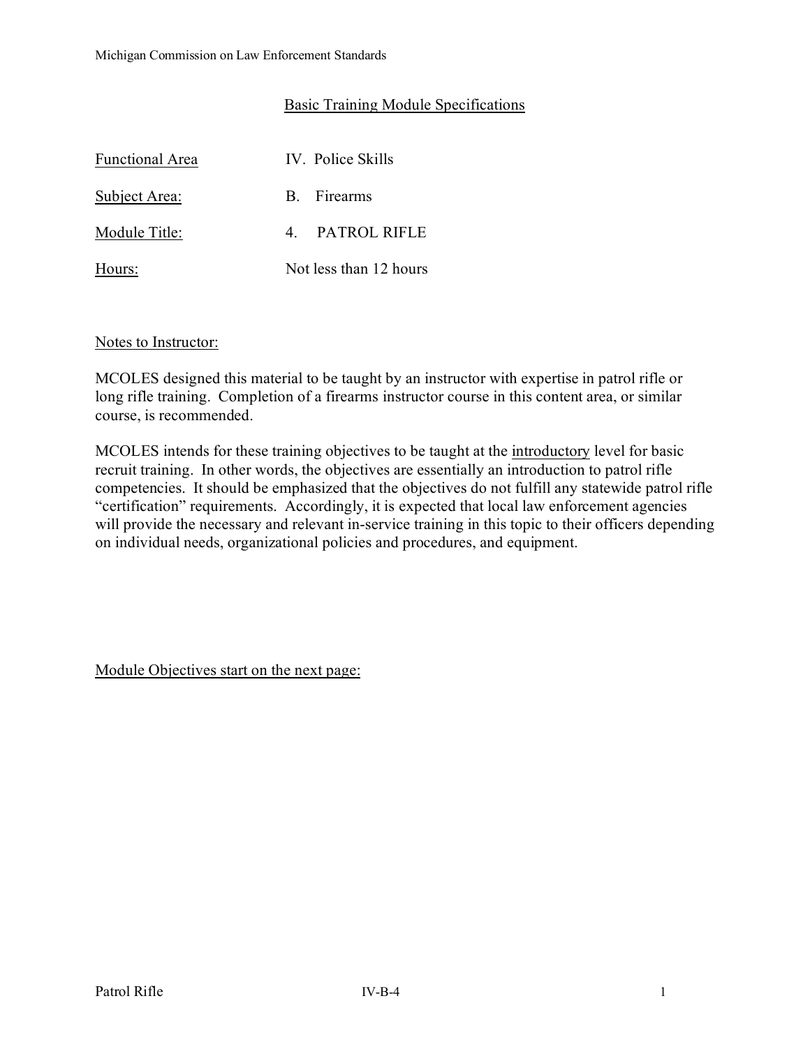## Basic Training Module Specifications

| | |
|---|---|
| Functional Area | IV. Police Skills |
| Subject Area: | B. Firearms |
| Module Title: | 4. PATROL RIFLE |
| Hours: | Not less than 12 hours |

Notes to Instructor:

MCOLES designed this material to be taught by an instructor with expertise in patrol rifle or long rifle training. Completion of a firearms instructor course in this content area, or similar course, is recommended.

MCOLES intends for these training objectives to be taught at the introductory level for basic recruit training. In other words, the objectives are essentially an introduction to patrol rifle competencies. It should be emphasized that the objectives do not fulfill any statewide patrol rifle "certification" requirements. Accordingly, it is expected that local law enforcement agencies will provide the necessary and relevant in-service training in this topic to their officers depending on individual needs, organizational policies and procedures, and equipment.

Module Objectives start on the next page: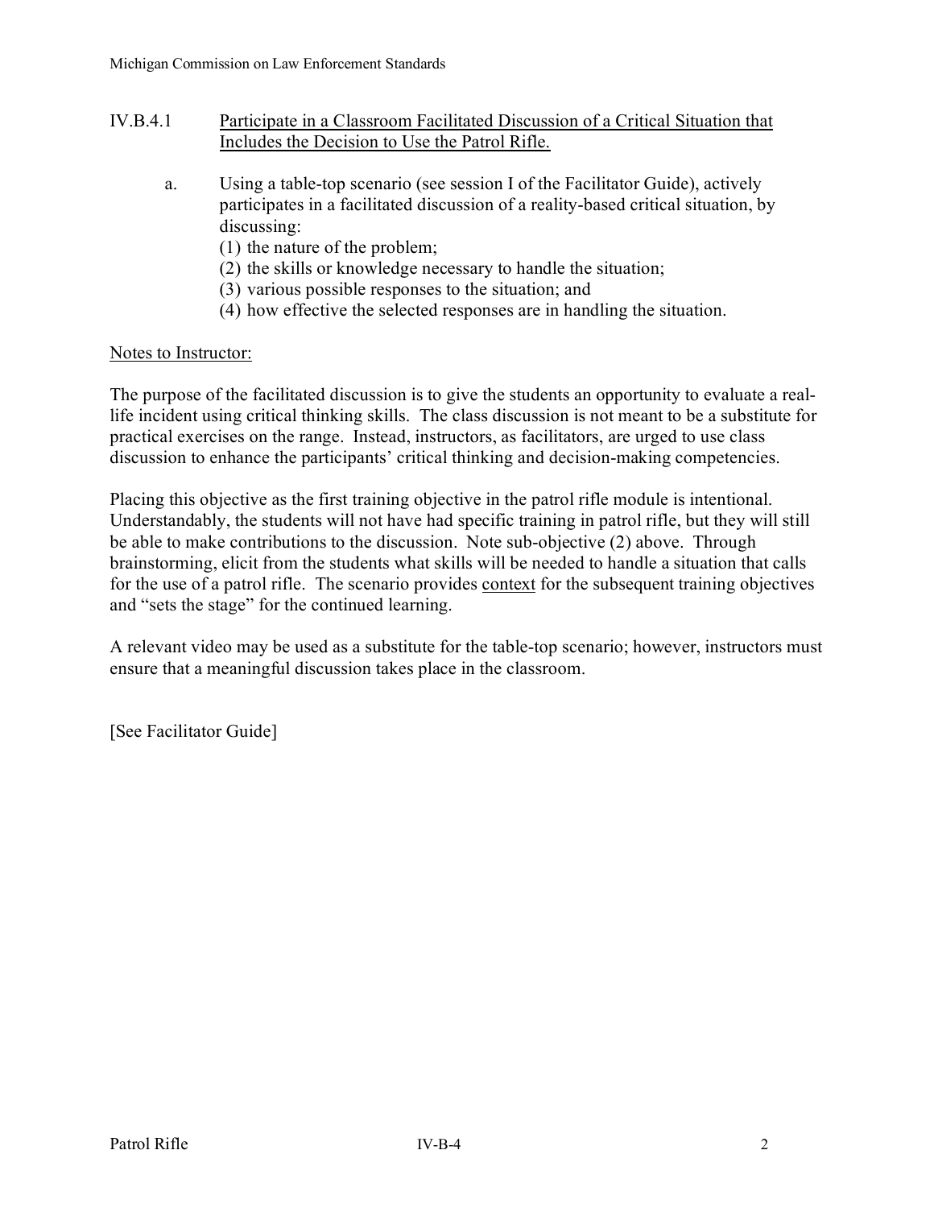IV.B.4.1 Participate in a Classroom Facilitated Discussion of a Critical Situation that Includes the Decision to Use the Patrol Rifle.

a. Using a table-top scenario (see session I of the Facilitator Guide), actively participates in a facilitated discussion of a reality-based critical situation, by discussing:
   (1) the nature of the problem;
   (2) the skills or knowledge necessary to handle the situation;
   (3) various possible responses to the situation; and
   (4) how effective the selected responses are in handling the situation.

Notes to Instructor:

The purpose of the facilitated discussion is to give the students an opportunity to evaluate a real-life incident using critical thinking skills. The class discussion is not meant to be a substitute for practical exercises on the range. Instead, instructors, as facilitators, are urged to use class discussion to enhance the participants' critical thinking and decision-making competencies.

Placing this objective as the first training objective in the patrol rifle module is intentional. Understandably, the students will not have had specific training in patrol rifle, but they will still be able to make contributions to the discussion. Note sub-objective (2) above. Through brainstorming, elicit from the students what skills will be needed to handle a situation that calls for the use of a patrol rifle. The scenario provides context for the subsequent training objectives and "sets the stage" for the continued learning.

A relevant video may be used as a substitute for the table-top scenario; however, instructors must ensure that a meaningful discussion takes place in the classroom.

[See Facilitator Guide]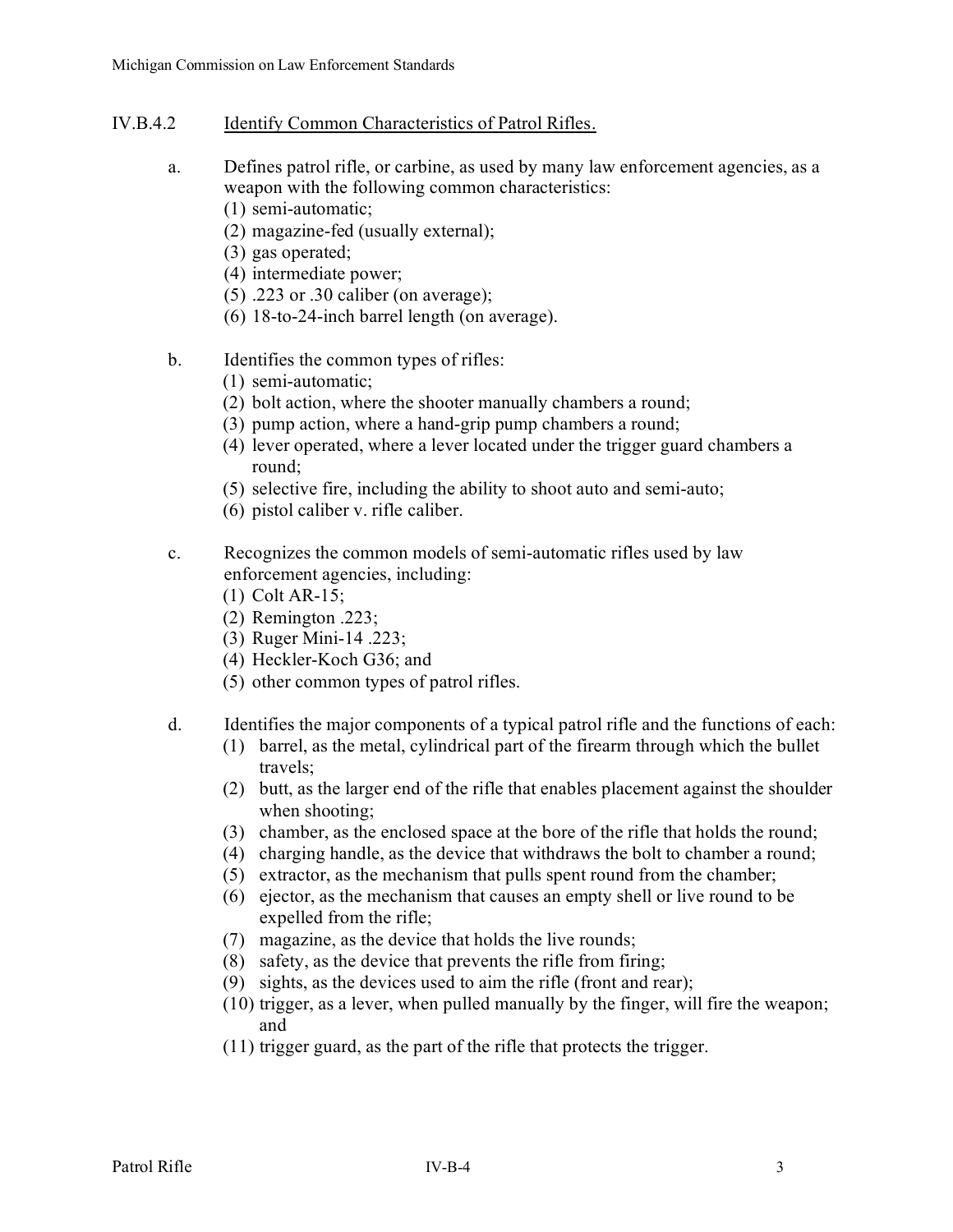IV.B.4.2 Identify Common Characteristics of Patrol Rifles.

a. Defines patrol rifle, or carbine, as used by many law enforcement agencies, as a weapon with the following common characteristics:
   (1) semi-automatic;
   (2) magazine-fed (usually external);
   (3) gas operated;
   (4) intermediate power;
   (5) .223 or .30 caliber (on average);
   (6) 18-to-24-inch barrel length (on average).

b. Identifies the common types of rifles:
   (1) semi-automatic;
   (2) bolt action, where the shooter manually chambers a round;
   (3) pump action, where a hand-grip pump chambers a round;
   (4) lever operated, where a lever located under the trigger guard chambers a round;
   (5) selective fire, including the ability to shoot auto and semi-auto;
   (6) pistol caliber v. rifle caliber.

c. Recognizes the common models of semi-automatic rifles used by law enforcement agencies, including:
   (1) Colt AR-15;
   (2) Remington .223;
   (3) Ruger Mini-14 .223;
   (4) Heckler-Koch G36; and
   (5) other common types of patrol rifles.

d. Identifies the major components of a typical patrol rifle and the functions of each:
   (1) barrel, as the metal, cylindrical part of the firearm through which the bullet travels;
   (2) butt, as the larger end of the rifle that enables placement against the shoulder when shooting;
   (3) chamber, as the enclosed space at the bore of the rifle that holds the round;
   (4) charging handle, as the device that withdraws the bolt to chamber a round;
   (5) extractor, as the mechanism that pulls spent round from the chamber;
   (6) ejector, as the mechanism that causes an empty shell or live round to be expelled from the rifle;
   (7) magazine, as the device that holds the live rounds;
   (8) safety, as the device that prevents the rifle from firing;
   (9) sights, as the devices used to aim the rifle (front and rear);
   (10) trigger, as a lever, when pulled manually by the finger, will fire the weapon; and
   (11) trigger guard, as the part of the rifle that protects the trigger.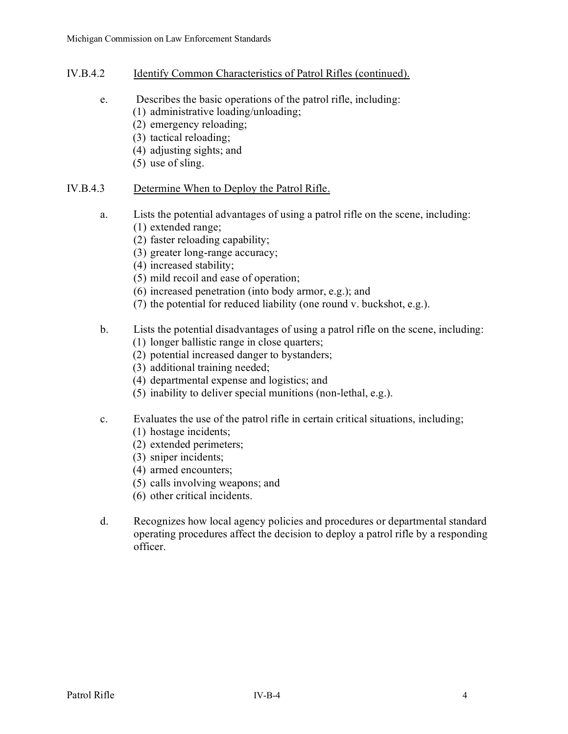## IV.B.4.2 Identify Common Characteristics of Patrol Rifles (continued).

e. Describes the basic operations of the patrol rifle, including:
   (1) administrative loading/unloading;
   (2) emergency reloading;
   (3) tactical reloading;
   (4) adjusting sights; and
   (5) use of sling.

## IV.B.4.3 Determine When to Deploy the Patrol Rifle.

a. Lists the potential advantages of using a patrol rifle on the scene, including:
   (1) extended range;
   (2) faster reloading capability;
   (3) greater long-range accuracy;
   (4) increased stability;
   (5) mild recoil and ease of operation;
   (6) increased penetration (into body armor, e.g.); and
   (7) the potential for reduced liability (one round v. buckshot, e.g.).

b. Lists the potential disadvantages of using a patrol rifle on the scene, including:
   (1) longer ballistic range in close quarters;
   (2) potential increased danger to bystanders;
   (3) additional training needed;
   (4) departmental expense and logistics; and
   (5) inability to deliver special munitions (non-lethal, e.g.).

c. Evaluates the use of the patrol rifle in certain critical situations, including;
   (1) hostage incidents;
   (2) extended perimeters;
   (3) sniper incidents;
   (4) armed encounters;
   (5) calls involving weapons; and
   (6) other critical incidents.

d. Recognizes how local agency policies and procedures or departmental standard operating procedures affect the decision to deploy a patrol rifle by a responding officer.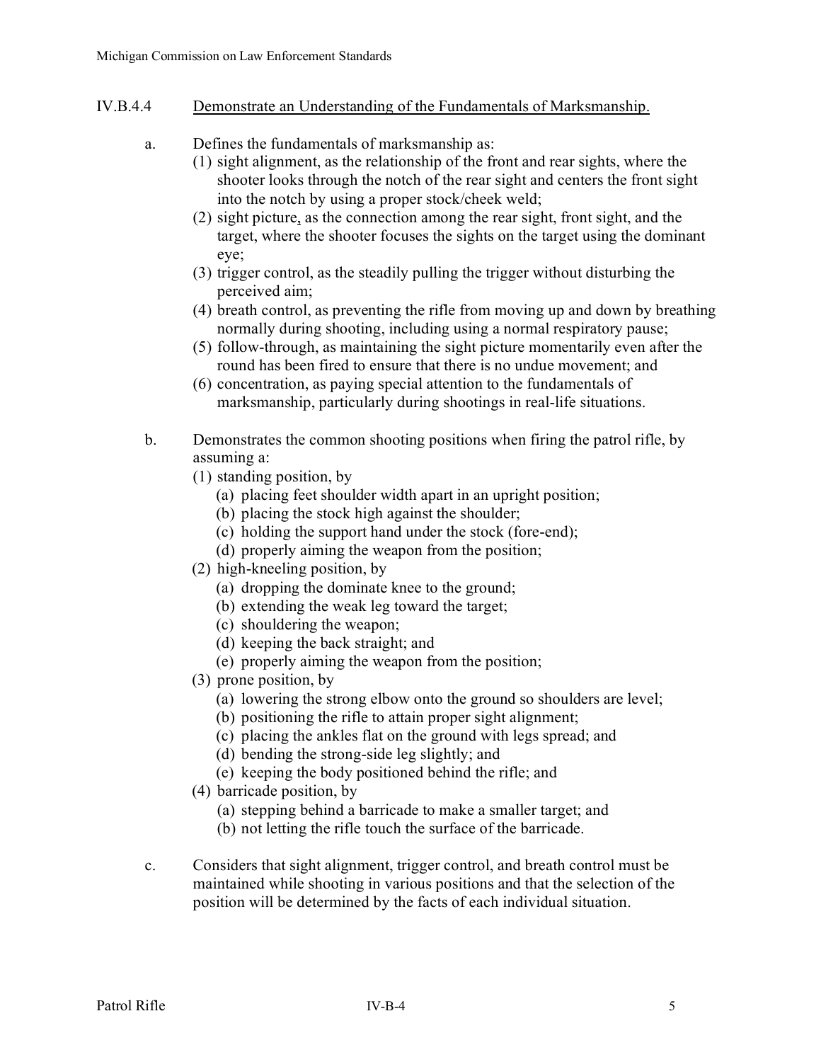## IV.B.4.4 Demonstrate an Understanding of the Fundamentals of Marksmanship.

a. Defines the fundamentals of marksmanship as:
   (1) sight alignment, as the relationship of the front and rear sights, where the shooter looks through the notch of the rear sight and centers the front sight into the notch by using a proper stock/cheek weld;
   (2) sight picture, as the connection among the rear sight, front sight, and the target, where the shooter focuses the sights on the target using the dominant eye;
   (3) trigger control, as the steadily pulling the trigger without disturbing the perceived aim;
   (4) breath control, as preventing the rifle from moving up and down by breathing normally during shooting, including using a normal respiratory pause;
   (5) follow-through, as maintaining the sight picture momentarily even after the round has been fired to ensure that there is no undue movement; and
   (6) concentration, as paying special attention to the fundamentals of marksmanship, particularly during shootings in real-life situations.

b. Demonstrates the common shooting positions when firing the patrol rifle, by assuming a:
   (1) standing position, by
      (a) placing feet shoulder width apart in an upright position;
      (b) placing the stock high against the shoulder;
      (c) holding the support hand under the stock (fore-end);
      (d) properly aiming the weapon from the position;
   (2) high-kneeling position, by
      (a) dropping the dominate knee to the ground;
      (b) extending the weak leg toward the target;
      (c) shouldering the weapon;
      (d) keeping the back straight; and
      (e) properly aiming the weapon from the position;
   (3) prone position, by
      (a) lowering the strong elbow onto the ground so shoulders are level;
      (b) positioning the rifle to attain proper sight alignment;
      (c) placing the ankles flat on the ground with legs spread; and
      (d) bending the strong-side leg slightly; and
      (e) keeping the body positioned behind the rifle; and
   (4) barricade position, by
      (a) stepping behind a barricade to make a smaller target; and
      (b) not letting the rifle touch the surface of the barricade.

c. Considers that sight alignment, trigger control, and breath control must be maintained while shooting in various positions and that the selection of the position will be determined by the facts of each individual situation.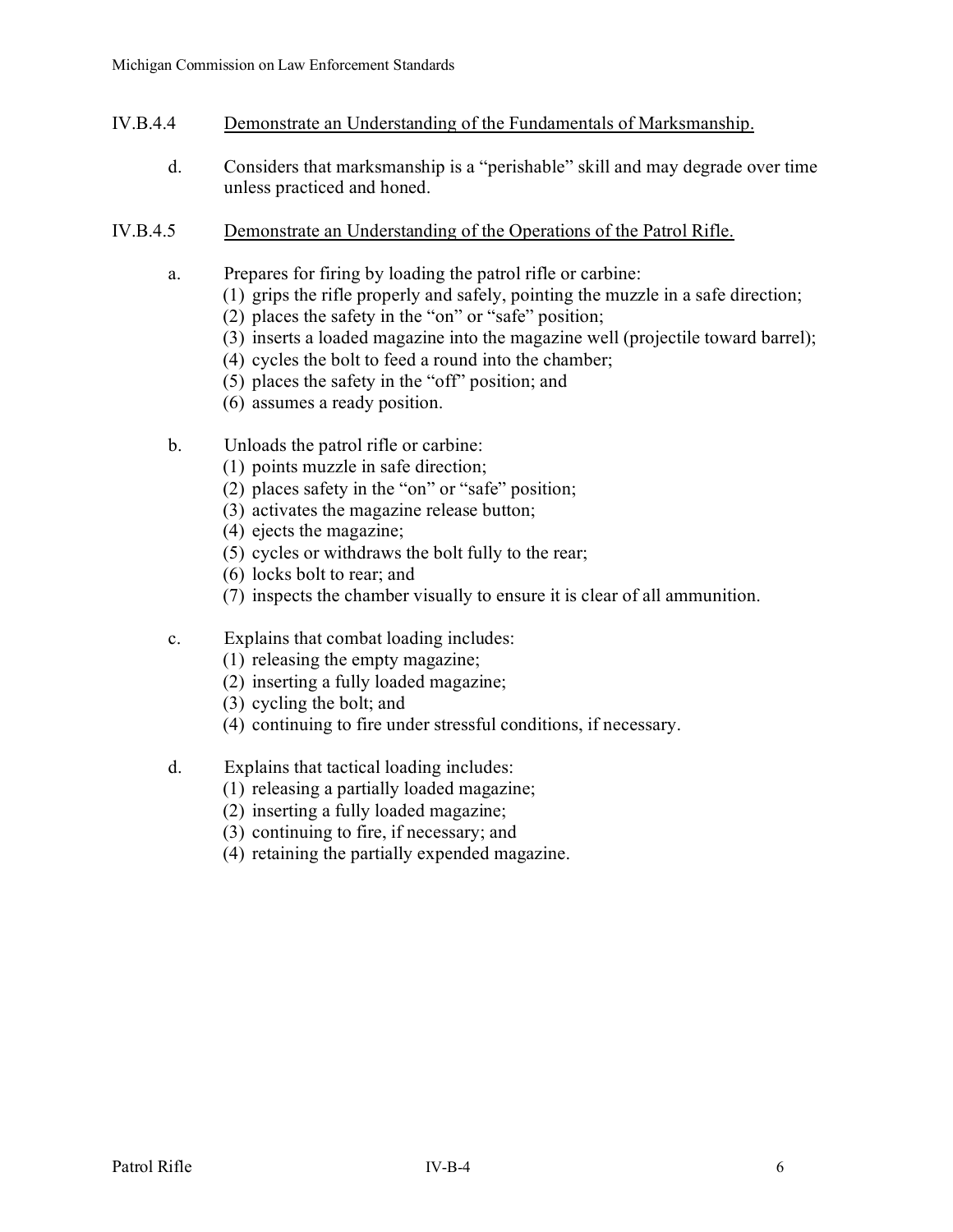IV.B.4.4 Demonstrate an Understanding of the Fundamentals of Marksmanship.

d. Considers that marksmanship is a "perishable" skill and may degrade over time unless practiced and honed.

IV.B.4.5 Demonstrate an Understanding of the Operations of the Patrol Rifle.

a. Prepares for firing by loading the patrol rifle or carbine:
   (1) grips the rifle properly and safely, pointing the muzzle in a safe direction;
   (2) places the safety in the "on" or "safe" position;
   (3) inserts a loaded magazine into the magazine well (projectile toward barrel);
   (4) cycles the bolt to feed a round into the chamber;
   (5) places the safety in the "off" position; and
   (6) assumes a ready position.

b. Unloads the patrol rifle or carbine:
   (1) points muzzle in safe direction;
   (2) places safety in the "on" or "safe" position;
   (3) activates the magazine release button;
   (4) ejects the magazine;
   (5) cycles or withdraws the bolt fully to the rear;
   (6) locks bolt to rear; and
   (7) inspects the chamber visually to ensure it is clear of all ammunition.

c. Explains that combat loading includes:
   (1) releasing the empty magazine;
   (2) inserting a fully loaded magazine;
   (3) cycling the bolt; and
   (4) continuing to fire under stressful conditions, if necessary.

d. Explains that tactical loading includes:
   (1) releasing a partially loaded magazine;
   (2) inserting a fully loaded magazine;
   (3) continuing to fire, if necessary; and
   (4) retaining the partially expended magazine.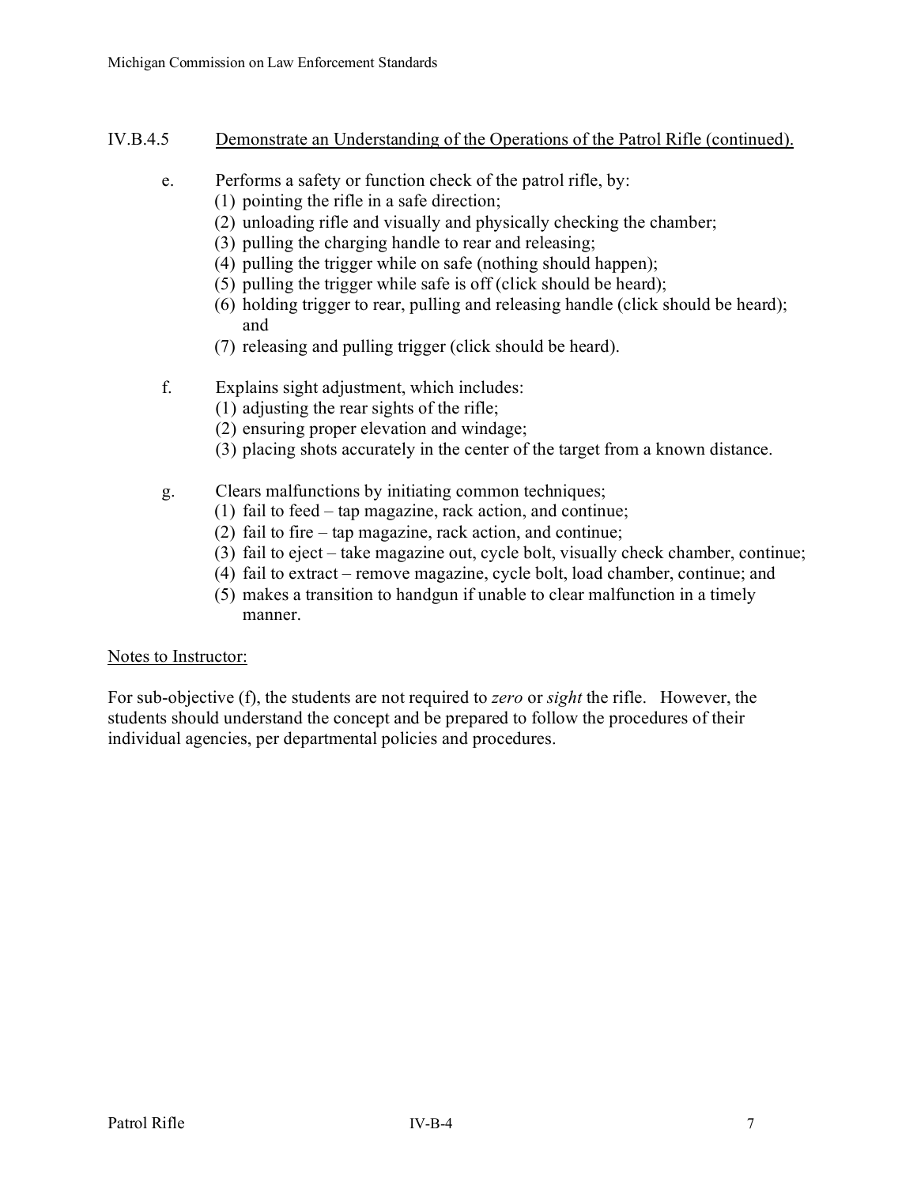## IV.B.4.5 Demonstrate an Understanding of the Operations of the Patrol Rifle (continued).

e. Performs a safety or function check of the patrol rifle, by:
   (1) pointing the rifle in a safe direction;
   (2) unloading rifle and visually and physically checking the chamber;
   (3) pulling the charging handle to rear and releasing;
   (4) pulling the trigger while on safe (nothing should happen);
   (5) pulling the trigger while safe is off (click should be heard);
   (6) holding trigger to rear, pulling and releasing handle (click should be heard); and
   (7) releasing and pulling trigger (click should be heard).

f. Explains sight adjustment, which includes:
   (1) adjusting the rear sights of the rifle;
   (2) ensuring proper elevation and windage;
   (3) placing shots accurately in the center of the target from a known distance.

g. Clears malfunctions by initiating common techniques;
   (1) fail to feed – tap magazine, rack action, and continue;
   (2) fail to fire – tap magazine, rack action, and continue;
   (3) fail to eject – take magazine out, cycle bolt, visually check chamber, continue;
   (4) fail to extract – remove magazine, cycle bolt, load chamber, continue; and
   (5) makes a transition to handgun if unable to clear malfunction in a timely manner.

Notes to Instructor:

For sub-objective (f), the students are not required to *zero* or *sight* the rifle. However, the students should understand the concept and be prepared to follow the procedures of their individual agencies, per departmental policies and procedures.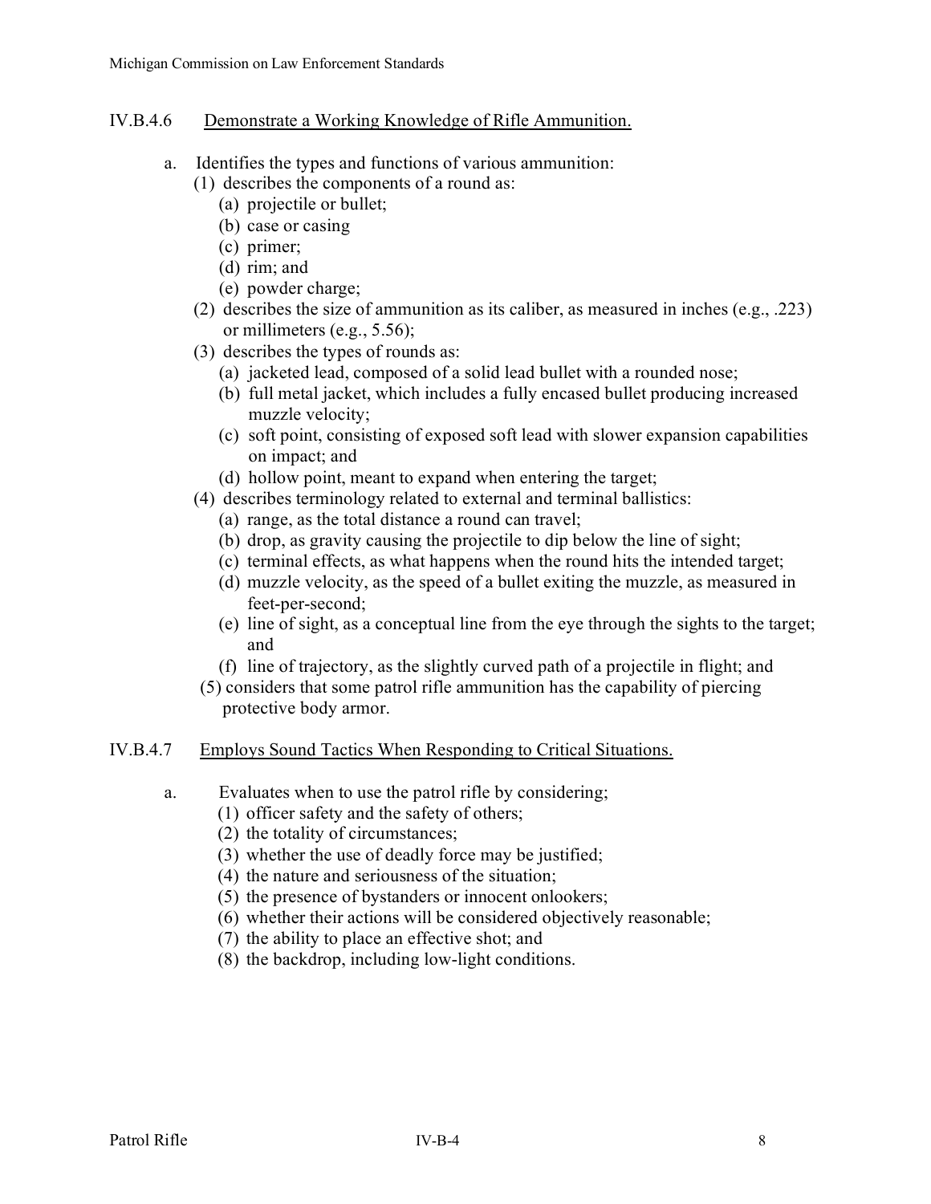## IV.B.4.6 Demonstrate a Working Knowledge of Rifle Ammunition.

a. Identifies the types and functions of various ammunition:
   (1) describes the components of a round as:
      (a) projectile or bullet;
      (b) case or casing
      (c) primer;
      (d) rim; and
      (e) powder charge;
   (2) describes the size of ammunition as its caliber, as measured in inches (e.g., .223) or millimeters (e.g., 5.56);
   (3) describes the types of rounds as:
      (a) jacketed lead, composed of a solid lead bullet with a rounded nose;
      (b) full metal jacket, which includes a fully encased bullet producing increased muzzle velocity;
      (c) soft point, consisting of exposed soft lead with slower expansion capabilities on impact; and
      (d) hollow point, meant to expand when entering the target;
   (4) describes terminology related to external and terminal ballistics:
      (a) range, as the total distance a round can travel;
      (b) drop, as gravity causing the projectile to dip below the line of sight;
      (c) terminal effects, as what happens when the round hits the intended target;
      (d) muzzle velocity, as the speed of a bullet exiting the muzzle, as measured in feet-per-second;
      (e) line of sight, as a conceptual line from the eye through the sights to the target; and
      (f) line of trajectory, as the slightly curved path of a projectile in flight; and
   (5) considers that some patrol rifle ammunition has the capability of piercing protective body armor.

## IV.B.4.7 Employs Sound Tactics When Responding to Critical Situations.

a. Evaluates when to use the patrol rifle by considering;
   (1) officer safety and the safety of others;
   (2) the totality of circumstances;
   (3) whether the use of deadly force may be justified;
   (4) the nature and seriousness of the situation;
   (5) the presence of bystanders or innocent onlookers;
   (6) whether their actions will be considered objectively reasonable;
   (7) the ability to place an effective shot; and
   (8) the backdrop, including low-light conditions.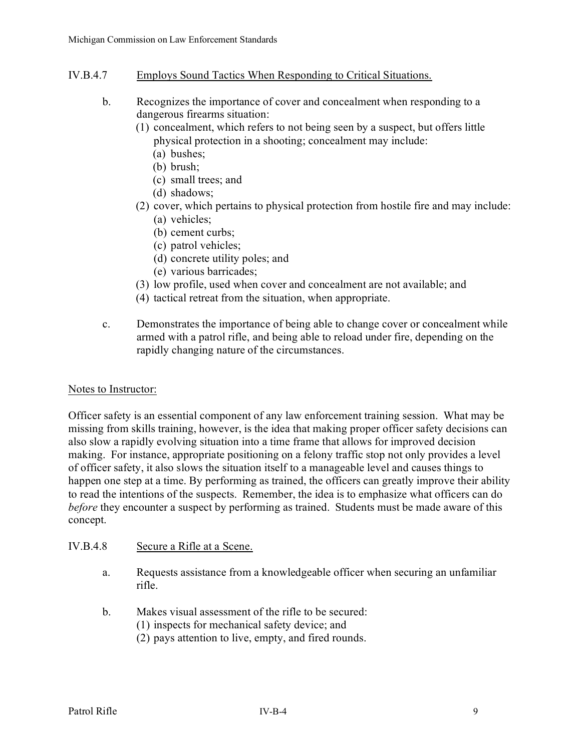## IV.B.4.7 Employs Sound Tactics When Responding to Critical Situations.

b. Recognizes the importance of cover and concealment when responding to a dangerous firearms situation:
   (1) concealment, which refers to not being seen by a suspect, but offers little physical protection in a shooting; concealment may include:
      (a) bushes;
      (b) brush;
      (c) small trees; and
      (d) shadows;
   (2) cover, which pertains to physical protection from hostile fire and may include:
      (a) vehicles;
      (b) cement curbs;
      (c) patrol vehicles;
      (d) concrete utility poles; and
      (e) various barricades;
   (3) low profile, used when cover and concealment are not available; and
   (4) tactical retreat from the situation, when appropriate.

c. Demonstrates the importance of being able to change cover or concealment while armed with a patrol rifle, and being able to reload under fire, depending on the rapidly changing nature of the circumstances.

Notes to Instructor:

Officer safety is an essential component of any law enforcement training session. What may be missing from skills training, however, is the idea that making proper officer safety decisions can also slow a rapidly evolving situation into a time frame that allows for improved decision making. For instance, appropriate positioning on a felony traffic stop not only provides a level of officer safety, it also slows the situation itself to a manageable level and causes things to happen one step at a time. By performing as trained, the officers can greatly improve their ability to read the intentions of the suspects. Remember, the idea is to emphasize what officers can do *before* they encounter a suspect by performing as trained. Students must be made aware of this concept.

## IV.B.4.8 Secure a Rifle at a Scene.

a. Requests assistance from a knowledgeable officer when securing an unfamiliar rifle.

b. Makes visual assessment of the rifle to be secured:
   (1) inspects for mechanical safety device; and
   (2) pays attention to live, empty, and fired rounds.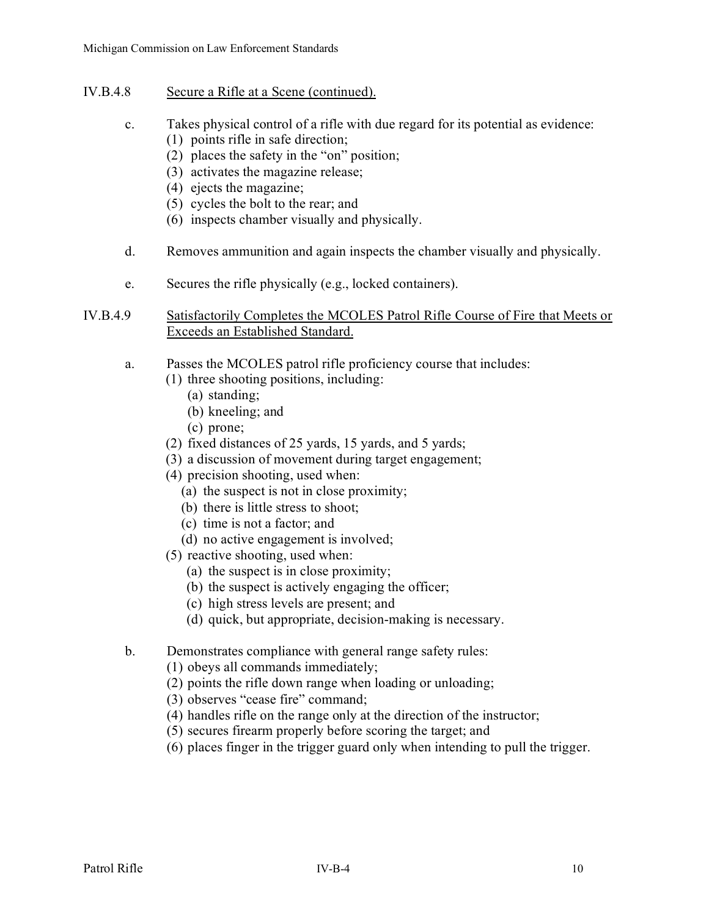IV.B.4.8 Secure a Rifle at a Scene (continued).

c. Takes physical control of a rifle with due regard for its potential as evidence:
  (1) points rifle in safe direction;
  (2) places the safety in the "on" position;
  (3) activates the magazine release;
  (4) ejects the magazine;
  (5) cycles the bolt to the rear; and
  (6) inspects chamber visually and physically.

d. Removes ammunition and again inspects the chamber visually and physically.

e. Secures the rifle physically (e.g., locked containers).

IV.B.4.9 Satisfactorily Completes the MCOLES Patrol Rifle Course of Fire that Meets or Exceeds an Established Standard.

a. Passes the MCOLES patrol rifle proficiency course that includes:
  (1) three shooting positions, including:
    (a) standing;
    (b) kneeling; and
    (c) prone;
  (2) fixed distances of 25 yards, 15 yards, and 5 yards;
  (3) a discussion of movement during target engagement;
  (4) precision shooting, used when:
    (a) the suspect is not in close proximity;
    (b) there is little stress to shoot;
    (c) time is not a factor; and
    (d) no active engagement is involved;
  (5) reactive shooting, used when:
    (a) the suspect is in close proximity;
    (b) the suspect is actively engaging the officer;
    (c) high stress levels are present; and
    (d) quick, but appropriate, decision-making is necessary.

b. Demonstrates compliance with general range safety rules:
  (1) obeys all commands immediately;
  (2) points the rifle down range when loading or unloading;
  (3) observes "cease fire" command;
  (4) handles rifle on the range only at the direction of the instructor;
  (5) secures firearm properly before scoring the target; and
  (6) places finger in the trigger guard only when intending to pull the trigger.